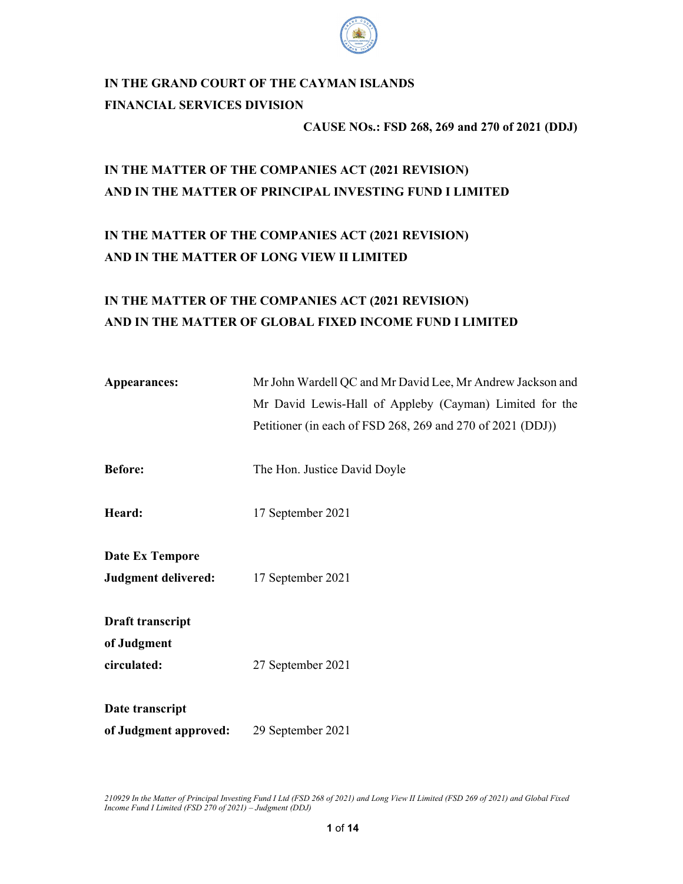**IN THE GRAND COURT OF THE CAYMAN ISLANDS**

**FINANCIAL SERVICES DIVISION**

**CAUSE NOs.: FSD 268, 269 and 270 of 2021 (DDJ)**

**IN THE MATTER OF THE COMPANIES ACT (2021 REVISION)**

**AND IN THE MATTER OF PRINCIPAL INVESTING FUND I LIMITED**

**IN THE MATTER OF THE COMPANIES ACT (2021 REVISION)**

**AND IN THE MATTER OF LONG VIEW II LIMITED**

**IN THE MATTER OF THE COMPANIES ACT (2021 REVISION)**

**AND IN THE MATTER OF GLOBAL FIXED INCOME FUND I LIMITED**

| | |
|---|---|
| **Appearances:** | Mr John Wardell QC and Mr David Lee, Mr Andrew Jackson and Mr David Lewis-Hall of Appleby (Cayman) Limited for the Petitioner (in each of FSD 268, 269 and 270 of 2021 (DDJ)) |
| **Before:** | The Hon. Justice David Doyle |
| **Heard:** | 17 September 2021 |
| **Date Ex Tempore Judgment delivered:** | 17 September 2021 |
| **Draft transcript of Judgment circulated:** | 27 September 2021 |
| **Date transcript of Judgment approved:** | 29 September 2021 |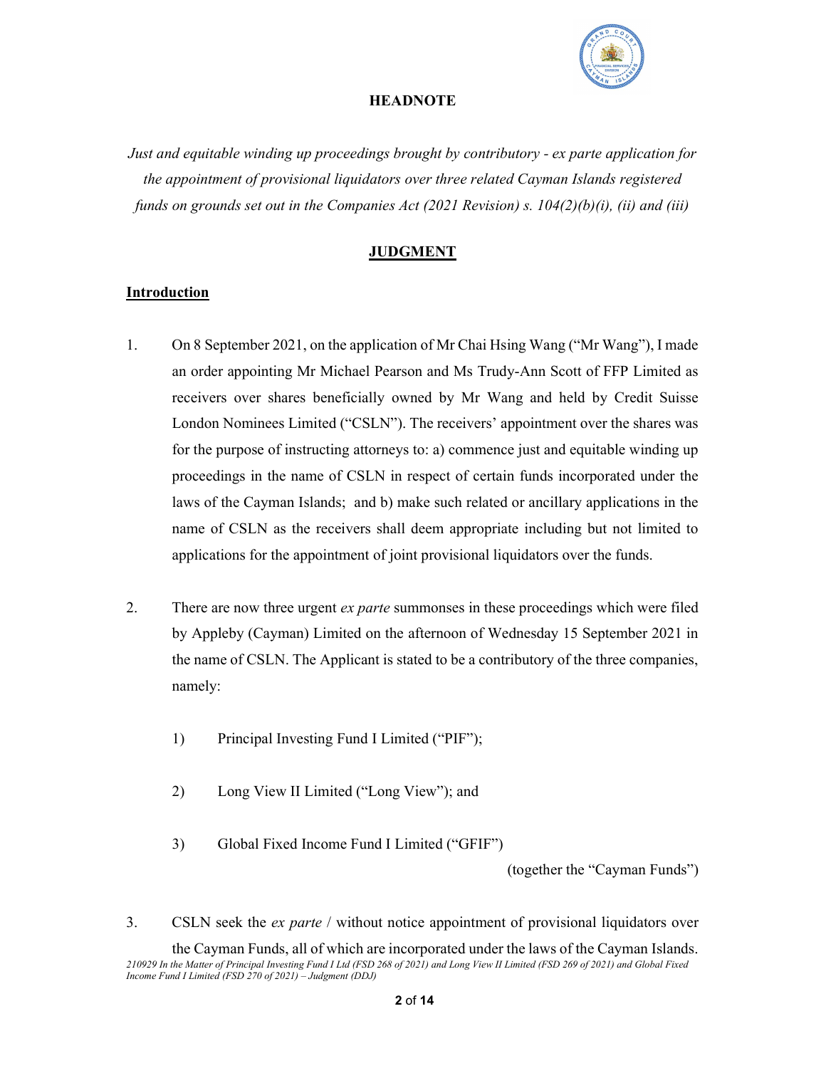## HEADNOTE

*Just and equitable winding up proceedings brought by contributory - ex parte application for the appointment of provisional liquidators over three related Cayman Islands registered funds on grounds set out in the Companies Act (2021 Revision) s. 104(2)(b)(i), (ii) and (iii)*

## JUDGMENT

### Introduction

1. On 8 September 2021, on the application of Mr Chai Hsing Wang ("Mr Wang"), I made an order appointing Mr Michael Pearson and Ms Trudy-Ann Scott of FFP Limited as receivers over shares beneficially owned by Mr Wang and held by Credit Suisse London Nominees Limited ("CSLN"). The receivers' appointment over the shares was for the purpose of instructing attorneys to: a) commence just and equitable winding up proceedings in the name of CSLN in respect of certain funds incorporated under the laws of the Cayman Islands; and b) make such related or ancillary applications in the name of CSLN as the receivers shall deem appropriate including but not limited to applications for the appointment of joint provisional liquidators over the funds.

2. There are now three urgent *ex parte* summonses in these proceedings which were filed by Appleby (Cayman) Limited on the afternoon of Wednesday 15 September 2021 in the name of CSLN. The Applicant is stated to be a contributory of the three companies, namely:

   1) Principal Investing Fund I Limited ("PIF");

   2) Long View II Limited ("Long View"); and

   3) Global Fixed Income Fund I Limited ("GFIF")

   (together the "Cayman Funds")

3. CSLN seek the *ex parte* / without notice appointment of provisional liquidators over the Cayman Funds, all of which are incorporated under the laws of the Cayman Islands.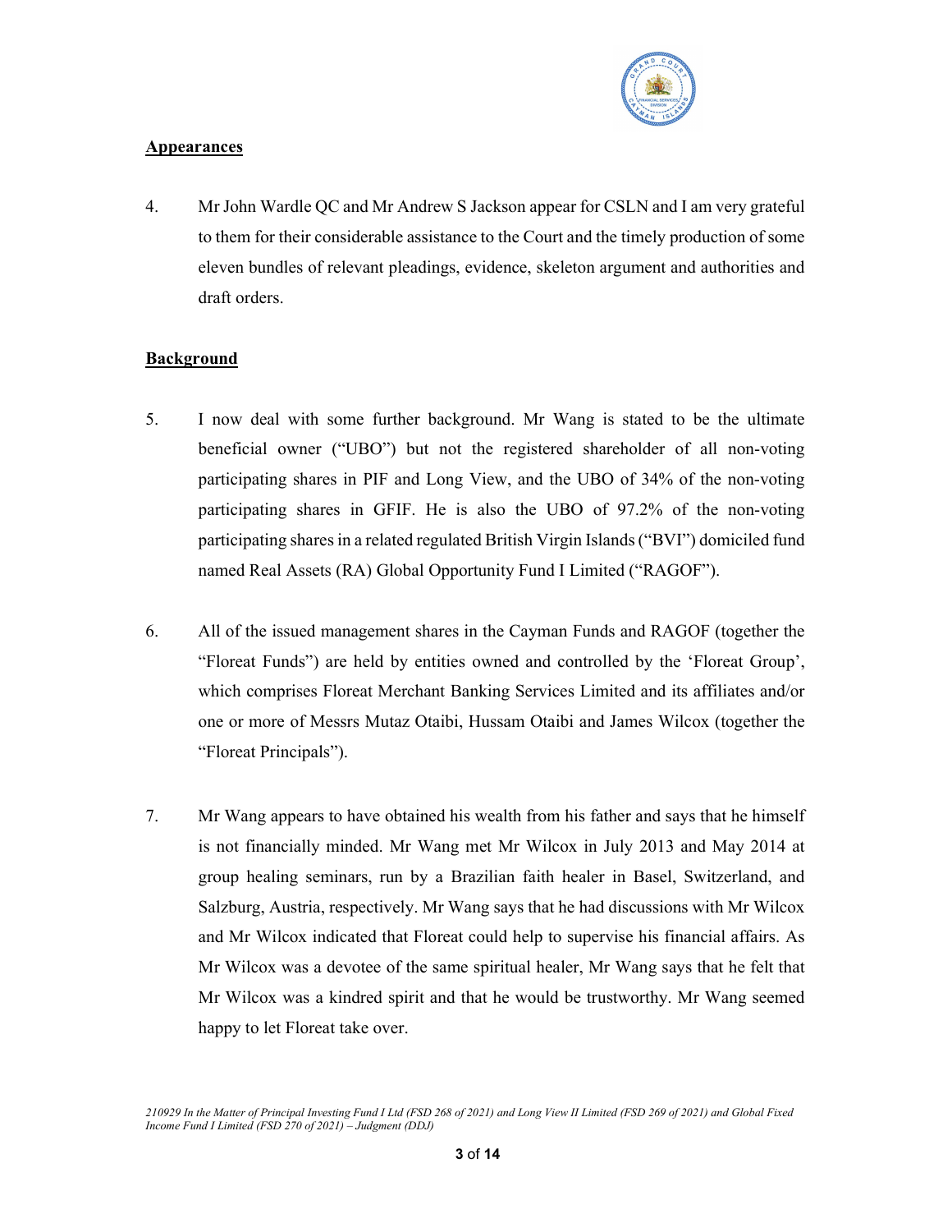**Appearances**

4. Mr John Wardle QC and Mr Andrew S Jackson appear for CSLN and I am very grateful to them for their considerable assistance to the Court and the timely production of some eleven bundles of relevant pleadings, evidence, skeleton argument and authorities and draft orders.

**Background**

5. I now deal with some further background. Mr Wang is stated to be the ultimate beneficial owner ("UBO") but not the registered shareholder of all non-voting participating shares in PIF and Long View, and the UBO of 34% of the non-voting participating shares in GFIF. He is also the UBO of 97.2% of the non-voting participating shares in a related regulated British Virgin Islands ("BVI") domiciled fund named Real Assets (RA) Global Opportunity Fund I Limited ("RAGOF").

6. All of the issued management shares in the Cayman Funds and RAGOF (together the "Floreat Funds") are held by entities owned and controlled by the 'Floreat Group', which comprises Floreat Merchant Banking Services Limited and its affiliates and/or one or more of Messrs Mutaz Otaibi, Hussam Otaibi and James Wilcox (together the "Floreat Principals").

7. Mr Wang appears to have obtained his wealth from his father and says that he himself is not financially minded. Mr Wang met Mr Wilcox in July 2013 and May 2014 at group healing seminars, run by a Brazilian faith healer in Basel, Switzerland, and Salzburg, Austria, respectively. Mr Wang says that he had discussions with Mr Wilcox and Mr Wilcox indicated that Floreat could help to supervise his financial affairs. As Mr Wilcox was a devotee of the same spiritual healer, Mr Wang says that he felt that Mr Wilcox was a kindred spirit and that he would be trustworthy. Mr Wang seemed happy to let Floreat take over.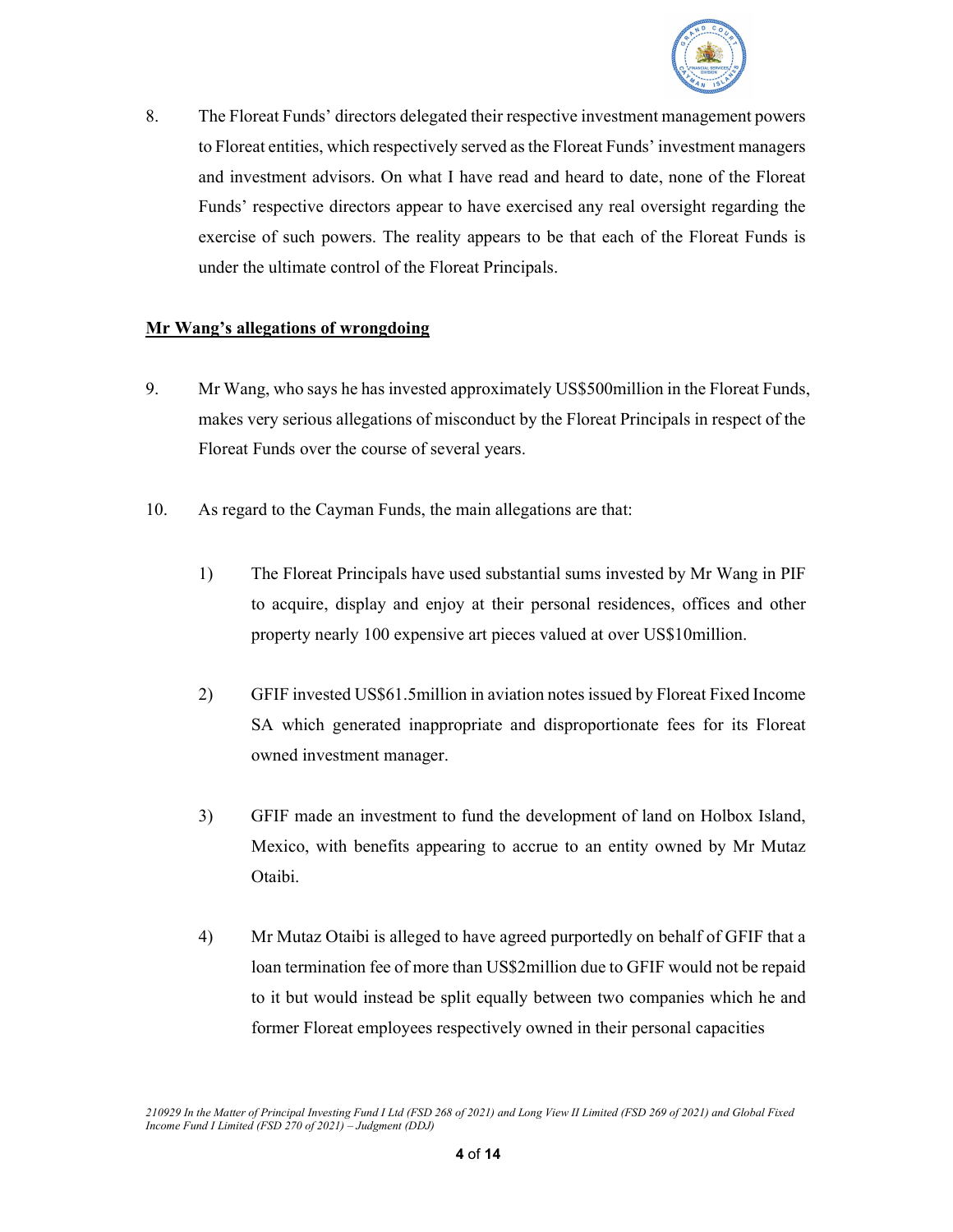8. The Floreat Funds' directors delegated their respective investment management powers to Floreat entities, which respectively served as the Floreat Funds' investment managers and investment advisors. On what I have read and heard to date, none of the Floreat Funds' respective directors appear to have exercised any real oversight regarding the exercise of such powers. The reality appears to be that each of the Floreat Funds is under the ultimate control of the Floreat Principals.

**Mr Wang's allegations of wrongdoing**

9. Mr Wang, who says he has invested approximately US$500million in the Floreat Funds, makes very serious allegations of misconduct by the Floreat Principals in respect of the Floreat Funds over the course of several years.

10. As regard to the Cayman Funds, the main allegations are that:

    1) The Floreat Principals have used substantial sums invested by Mr Wang in PIF to acquire, display and enjoy at their personal residences, offices and other property nearly 100 expensive art pieces valued at over US$10million.

    2) GFIF invested US$61.5million in aviation notes issued by Floreat Fixed Income SA which generated inappropriate and disproportionate fees for its Floreat owned investment manager.

    3) GFIF made an investment to fund the development of land on Holbox Island, Mexico, with benefits appearing to accrue to an entity owned by Mr Mutaz Otaibi.

    4) Mr Mutaz Otaibi is alleged to have agreed purportedly on behalf of GFIF that a loan termination fee of more than US$2million due to GFIF would not be repaid to it but would instead be split equally between two companies which he and former Floreat employees respectively owned in their personal capacities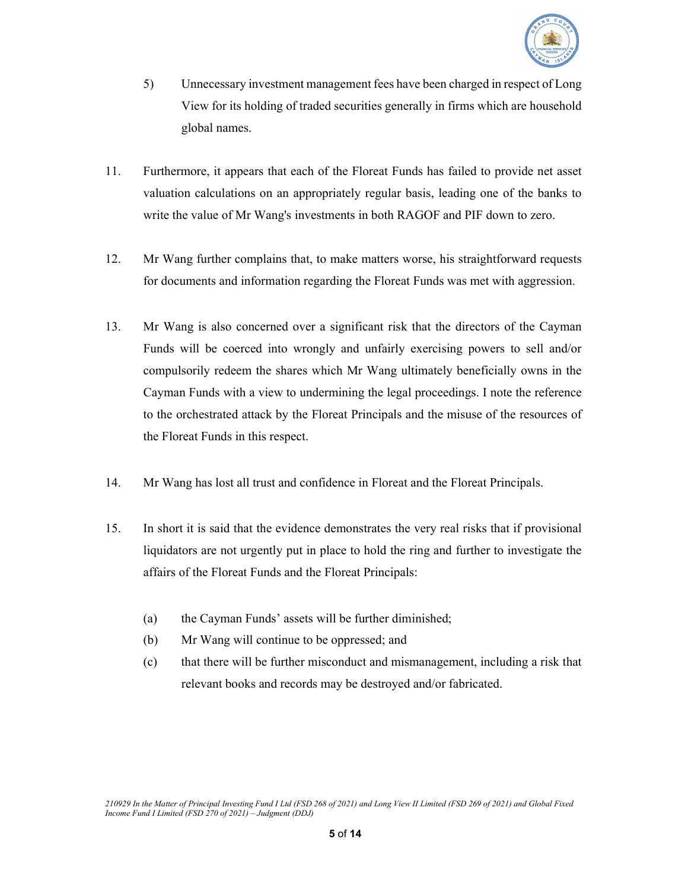5) Unnecessary investment management fees have been charged in respect of Long View for its holding of traded securities generally in firms which are household global names.

11. Furthermore, it appears that each of the Floreat Funds has failed to provide net asset valuation calculations on an appropriately regular basis, leading one of the banks to write the value of Mr Wang's investments in both RAGOF and PIF down to zero.

12. Mr Wang further complains that, to make matters worse, his straightforward requests for documents and information regarding the Floreat Funds was met with aggression.

13. Mr Wang is also concerned over a significant risk that the directors of the Cayman Funds will be coerced into wrongly and unfairly exercising powers to sell and/or compulsorily redeem the shares which Mr Wang ultimately beneficially owns in the Cayman Funds with a view to undermining the legal proceedings. I note the reference to the orchestrated attack by the Floreat Principals and the misuse of the resources of the Floreat Funds in this respect.

14. Mr Wang has lost all trust and confidence in Floreat and the Floreat Principals.

15. In short it is said that the evidence demonstrates the very real risks that if provisional liquidators are not urgently put in place to hold the ring and further to investigate the affairs of the Floreat Funds and the Floreat Principals:

   (a) the Cayman Funds' assets will be further diminished;
   (b) Mr Wang will continue to be oppressed; and
   (c) that there will be further misconduct and mismanagement, including a risk that relevant books and records may be destroyed and/or fabricated.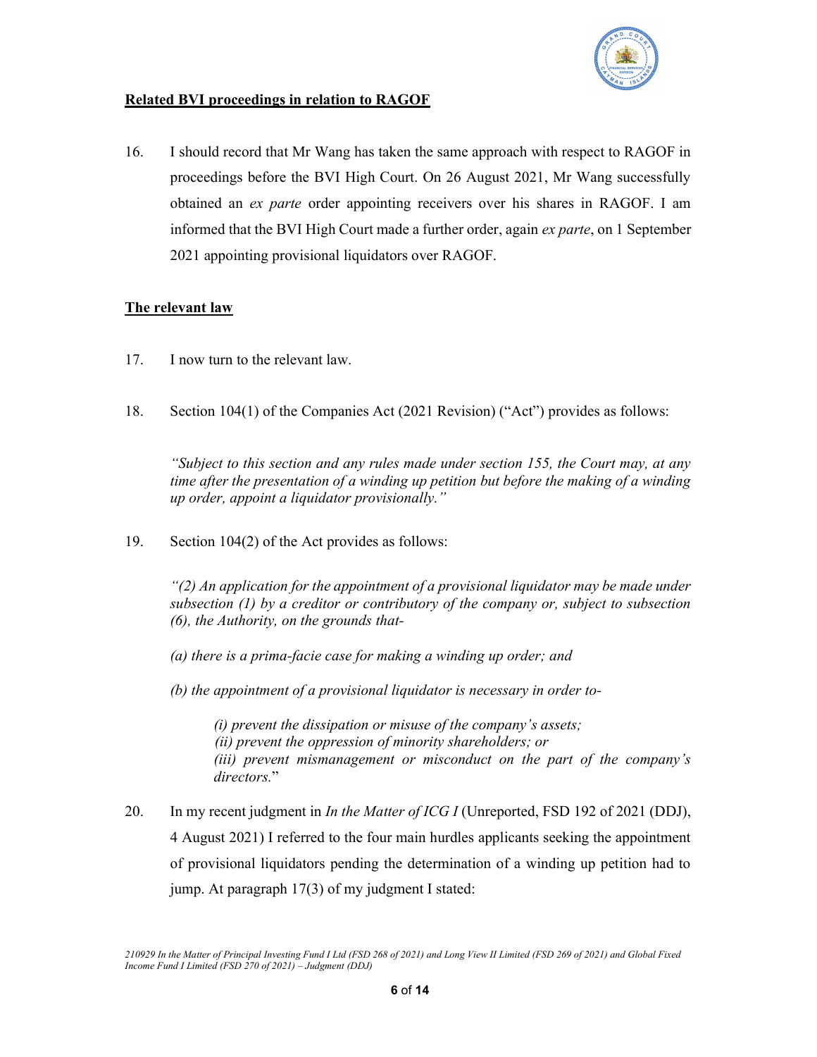**Related BVI proceedings in relation to RAGOF**

16. I should record that Mr Wang has taken the same approach with respect to RAGOF in proceedings before the BVI High Court. On 26 August 2021, Mr Wang successfully obtained an *ex parte* order appointing receivers over his shares in RAGOF. I am informed that the BVI High Court made a further order, again *ex parte*, on 1 September 2021 appointing provisional liquidators over RAGOF.

**The relevant law**

17. I now turn to the relevant law.

18. Section 104(1) of the Companies Act (2021 Revision) ("Act") provides as follows:

> *"Subject to this section and any rules made under section 155, the Court may, at any time after the presentation of a winding up petition but before the making of a winding up order, appoint a liquidator provisionally."*

19. Section 104(2) of the Act provides as follows:

> *"(2) An application for the appointment of a provisional liquidator may be made under subsection (1) by a creditor or contributory of the company or, subject to subsection (6), the Authority, on the grounds that-*
>
> *(a) there is a prima-facie case for making a winding up order; and*
>
> *(b) the appointment of a provisional liquidator is necessary in order to-*
>
> > *(i) prevent the dissipation or misuse of the company's assets;*
> > *(ii) prevent the oppression of minority shareholders; or*
> > *(iii) prevent mismanagement or misconduct on the part of the company's directors.*"

20. In my recent judgment in *In the Matter of ICG I* (Unreported, FSD 192 of 2021 (DDJ), 4 August 2021) I referred to the four main hurdles applicants seeking the appointment of provisional liquidators pending the determination of a winding up petition had to jump. At paragraph 17(3) of my judgment I stated: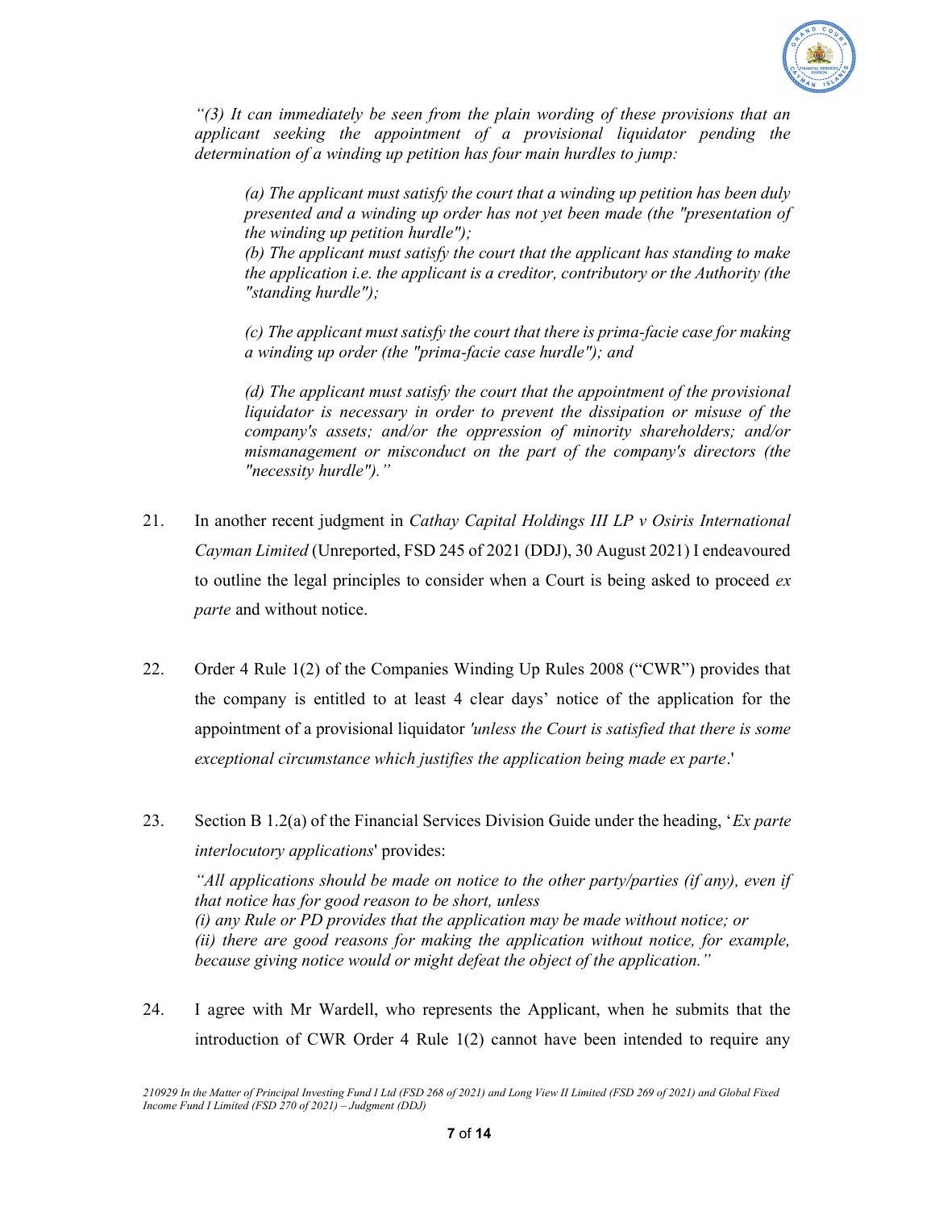> *"(3) It can immediately be seen from the plain wording of these provisions that an applicant seeking the appointment of a provisional liquidator pending the determination of a winding up petition has four main hurdles to jump:*
>
> > *(a) The applicant must satisfy the court that a winding up petition has been duly presented and a winding up order has not yet been made (the "presentation of the winding up petition hurdle");*
> >
> > *(b) The applicant must satisfy the court that the applicant has standing to make the application i.e. the applicant is a creditor, contributory or the Authority (the "standing hurdle");*
> >
> > *(c) The applicant must satisfy the court that there is prima-facie case for making a winding up order (the "prima-facie case hurdle"); and*
> >
> > *(d) The applicant must satisfy the court that the appointment of the provisional liquidator is necessary in order to prevent the dissipation or misuse of the company's assets; and/or the oppression of minority shareholders; and/or mismanagement or misconduct on the part of the company's directors (the "necessity hurdle")."*

21. In another recent judgment in *Cathay Capital Holdings III LP v Osiris International Cayman Limited* (Unreported, FSD 245 of 2021 (DDJ), 30 August 2021) I endeavoured to outline the legal principles to consider when a Court is being asked to proceed *ex parte* and without notice.

22. Order 4 Rule 1(2) of the Companies Winding Up Rules 2008 ("CWR") provides that the company is entitled to at least 4 clear days' notice of the application for the appointment of a provisional liquidator *'unless the Court is satisfied that there is some exceptional circumstance which justifies the application being made ex parte*.'

23. Section B 1.2(a) of the Financial Services Division Guide under the heading, '*Ex parte interlocutory applications*' provides:

> *"All applications should be made on notice to the other party/parties (if any), even if that notice has for good reason to be short, unless*
> *(i) any Rule or PD provides that the application may be made without notice; or*
> *(ii) there are good reasons for making the application without notice, for example, because giving notice would or might defeat the object of the application."*

24. I agree with Mr Wardell, who represents the Applicant, when he submits that the introduction of CWR Order 4 Rule 1(2) cannot have been intended to require any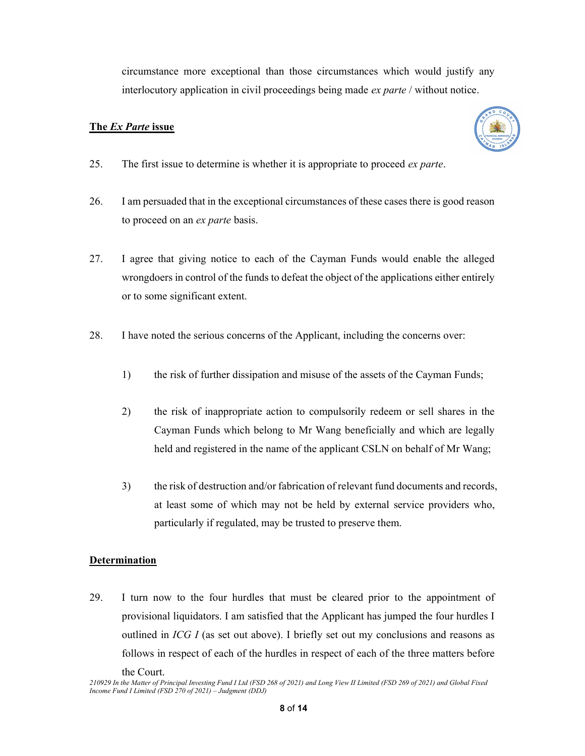circumstance more exceptional than those circumstances which would justify any interlocutory application in civil proceedings being made *ex parte* / without notice.

**The *Ex Parte* issue**

25. The first issue to determine is whether it is appropriate to proceed *ex parte*.

26. I am persuaded that in the exceptional circumstances of these cases there is good reason to proceed on an *ex parte* basis.

27. I agree that giving notice to each of the Cayman Funds would enable the alleged wrongdoers in control of the funds to defeat the object of the applications either entirely or to some significant extent.

28. I have noted the serious concerns of the Applicant, including the concerns over:

   1) the risk of further dissipation and misuse of the assets of the Cayman Funds;

   2) the risk of inappropriate action to compulsorily redeem or sell shares in the Cayman Funds which belong to Mr Wang beneficially and which are legally held and registered in the name of the applicant CSLN on behalf of Mr Wang;

   3) the risk of destruction and/or fabrication of relevant fund documents and records, at least some of which may not be held by external service providers who, particularly if regulated, may be trusted to preserve them.

**Determination**

29. I turn now to the four hurdles that must be cleared prior to the appointment of provisional liquidators. I am satisfied that the Applicant has jumped the four hurdles I outlined in *ICG I* (as set out above). I briefly set out my conclusions and reasons as follows in respect of each of the hurdles in respect of each of the three matters before the Court.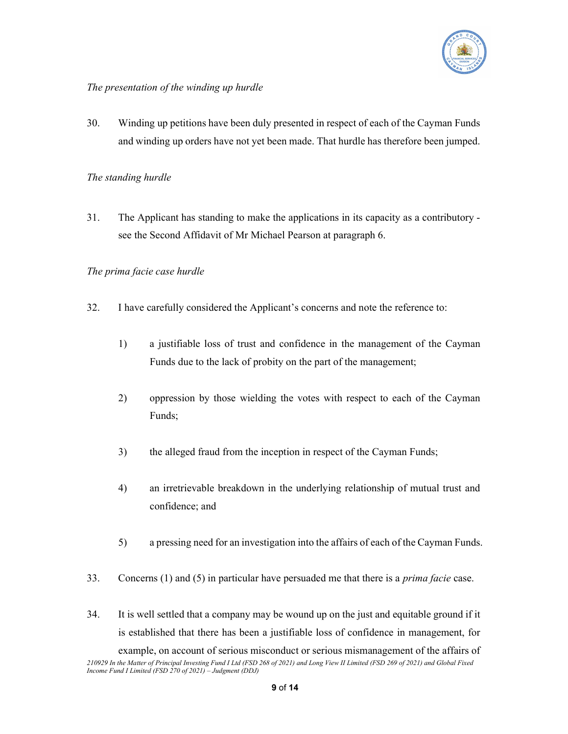*The presentation of the winding up hurdle*

30. Winding up petitions have been duly presented in respect of each of the Cayman Funds and winding up orders have not yet been made. That hurdle has therefore been jumped.

*The standing hurdle*

31. The Applicant has standing to make the applications in its capacity as a contributory - see the Second Affidavit of Mr Michael Pearson at paragraph 6.

*The prima facie case hurdle*

32. I have carefully considered the Applicant's concerns and note the reference to:

   1) a justifiable loss of trust and confidence in the management of the Cayman Funds due to the lack of probity on the part of the management;

   2) oppression by those wielding the votes with respect to each of the Cayman Funds;

   3) the alleged fraud from the inception in respect of the Cayman Funds;

   4) an irretrievable breakdown in the underlying relationship of mutual trust and confidence; and

   5) a pressing need for an investigation into the affairs of each of the Cayman Funds.

33. Concerns (1) and (5) in particular have persuaded me that there is a *prima facie* case.

34. It is well settled that a company may be wound up on the just and equitable ground if it is established that there has been a justifiable loss of confidence in management, for example, on account of serious misconduct or serious mismanagement of the affairs of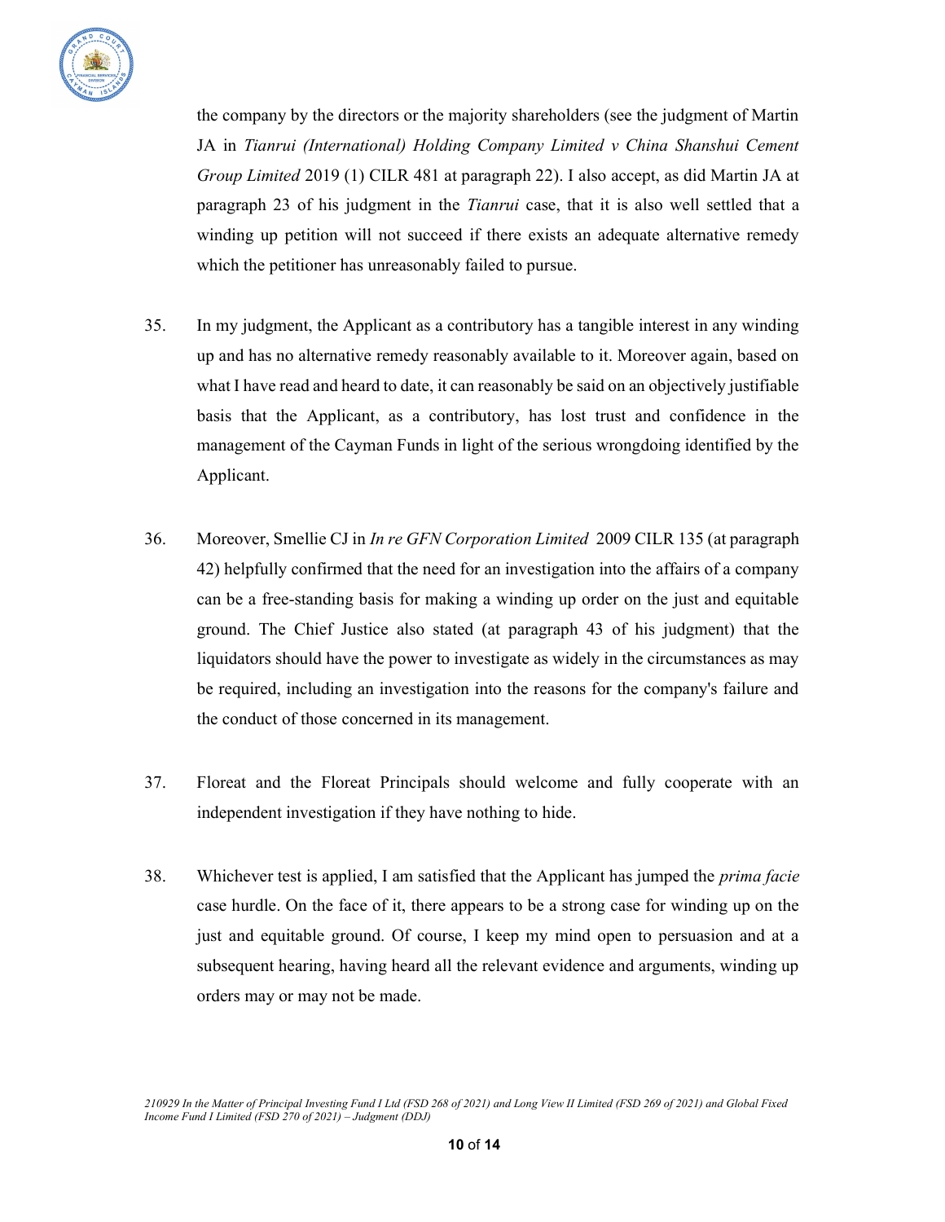the company by the directors or the majority shareholders (see the judgment of Martin JA in *Tianrui (International) Holding Company Limited v China Shanshui Cement Group Limited* 2019 (1) CILR 481 at paragraph 22). I also accept, as did Martin JA at paragraph 23 of his judgment in the *Tianrui* case, that it is also well settled that a winding up petition will not succeed if there exists an adequate alternative remedy which the petitioner has unreasonably failed to pursue.

35. In my judgment, the Applicant as a contributory has a tangible interest in any winding up and has no alternative remedy reasonably available to it. Moreover again, based on what I have read and heard to date, it can reasonably be said on an objectively justifiable basis that the Applicant, as a contributory, has lost trust and confidence in the management of the Cayman Funds in light of the serious wrongdoing identified by the Applicant.

36. Moreover, Smellie CJ in *In re GFN Corporation Limited* 2009 CILR 135 (at paragraph 42) helpfully confirmed that the need for an investigation into the affairs of a company can be a free-standing basis for making a winding up order on the just and equitable ground. The Chief Justice also stated (at paragraph 43 of his judgment) that the liquidators should have the power to investigate as widely in the circumstances as may be required, including an investigation into the reasons for the company's failure and the conduct of those concerned in its management.

37. Floreat and the Floreat Principals should welcome and fully cooperate with an independent investigation if they have nothing to hide.

38. Whichever test is applied, I am satisfied that the Applicant has jumped the *prima facie* case hurdle. On the face of it, there appears to be a strong case for winding up on the just and equitable ground. Of course, I keep my mind open to persuasion and at a subsequent hearing, having heard all the relevant evidence and arguments, winding up orders may or may not be made.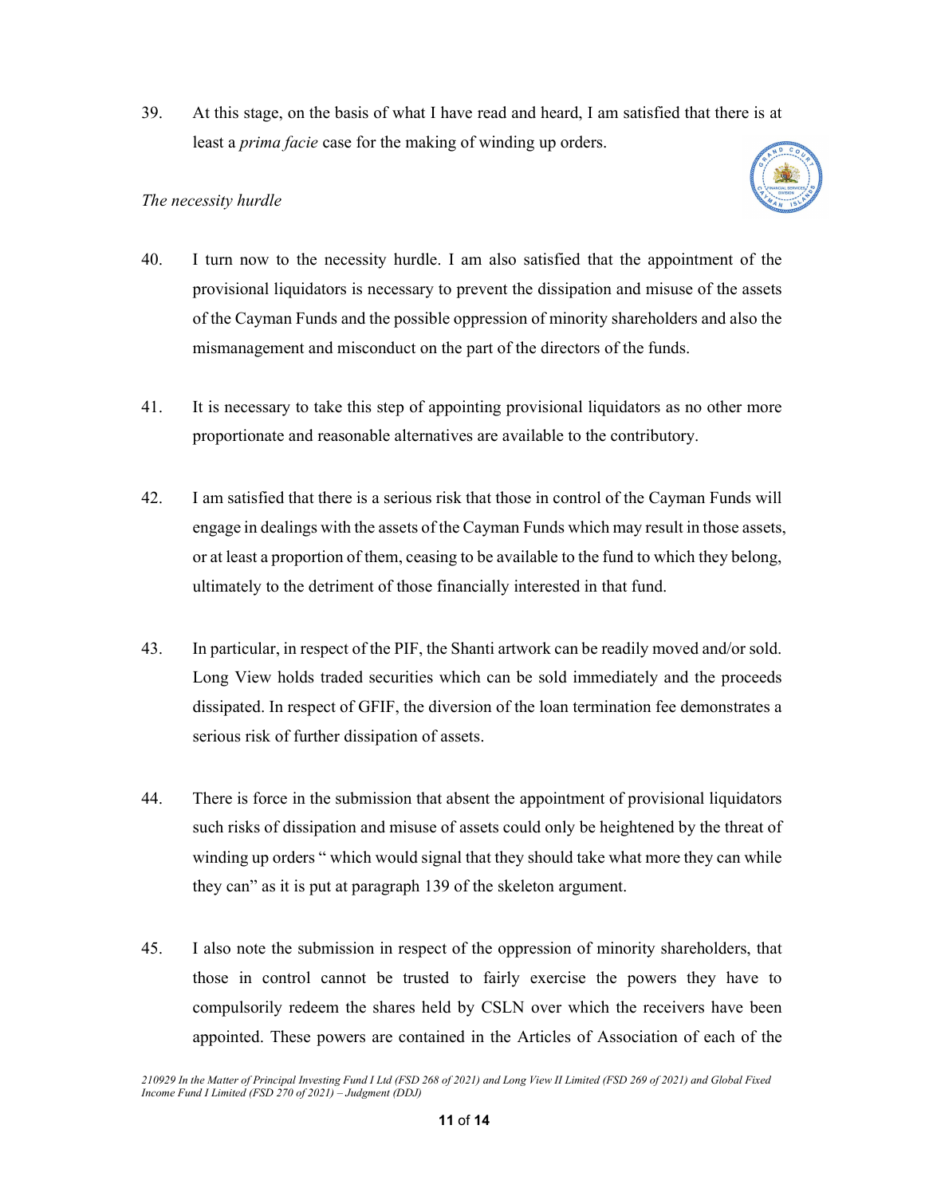39. At this stage, on the basis of what I have read and heard, I am satisfied that there is at least a *prima facie* case for the making of winding up orders.

*The necessity hurdle*

40. I turn now to the necessity hurdle. I am also satisfied that the appointment of the provisional liquidators is necessary to prevent the dissipation and misuse of the assets of the Cayman Funds and the possible oppression of minority shareholders and also the mismanagement and misconduct on the part of the directors of the funds.

41. It is necessary to take this step of appointing provisional liquidators as no other more proportionate and reasonable alternatives are available to the contributory.

42. I am satisfied that there is a serious risk that those in control of the Cayman Funds will engage in dealings with the assets of the Cayman Funds which may result in those assets, or at least a proportion of them, ceasing to be available to the fund to which they belong, ultimately to the detriment of those financially interested in that fund.

43. In particular, in respect of the PIF, the Shanti artwork can be readily moved and/or sold. Long View holds traded securities which can be sold immediately and the proceeds dissipated. In respect of GFIF, the diversion of the loan termination fee demonstrates a serious risk of further dissipation of assets.

44. There is force in the submission that absent the appointment of provisional liquidators such risks of dissipation and misuse of assets could only be heightened by the threat of winding up orders " which would signal that they should take what more they can while they can" as it is put at paragraph 139 of the skeleton argument.

45. I also note the submission in respect of the oppression of minority shareholders, that those in control cannot be trusted to fairly exercise the powers they have to compulsorily redeem the shares held by CSLN over which the receivers have been appointed. These powers are contained in the Articles of Association of each of the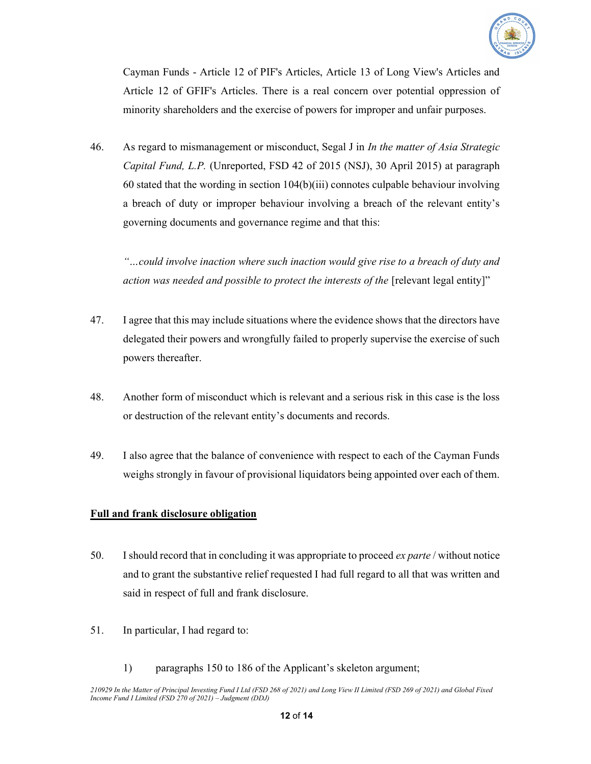Cayman Funds - Article 12 of PIF's Articles, Article 13 of Long View's Articles and Article 12 of GFIF's Articles. There is a real concern over potential oppression of minority shareholders and the exercise of powers for improper and unfair purposes.

46. As regard to mismanagement or misconduct, Segal J in *In the matter of Asia Strategic Capital Fund, L.P.* (Unreported, FSD 42 of 2015 (NSJ), 30 April 2015) at paragraph 60 stated that the wording in section 104(b)(iii) connotes culpable behaviour involving a breach of duty or improper behaviour involving a breach of the relevant entity's governing documents and governance regime and that this:

   *"…could involve inaction where such inaction would give rise to a breach of duty and action was needed and possible to protect the interests of the* [relevant legal entity]"

47. I agree that this may include situations where the evidence shows that the directors have delegated their powers and wrongfully failed to properly supervise the exercise of such powers thereafter.

48. Another form of misconduct which is relevant and a serious risk in this case is the loss or destruction of the relevant entity's documents and records.

49. I also agree that the balance of convenience with respect to each of the Cayman Funds weighs strongly in favour of provisional liquidators being appointed over each of them.

**Full and frank disclosure obligation**

50. I should record that in concluding it was appropriate to proceed *ex parte* / without notice and to grant the substantive relief requested I had full regard to all that was written and said in respect of full and frank disclosure.

51. In particular, I had regard to:

    1) paragraphs 150 to 186 of the Applicant's skeleton argument;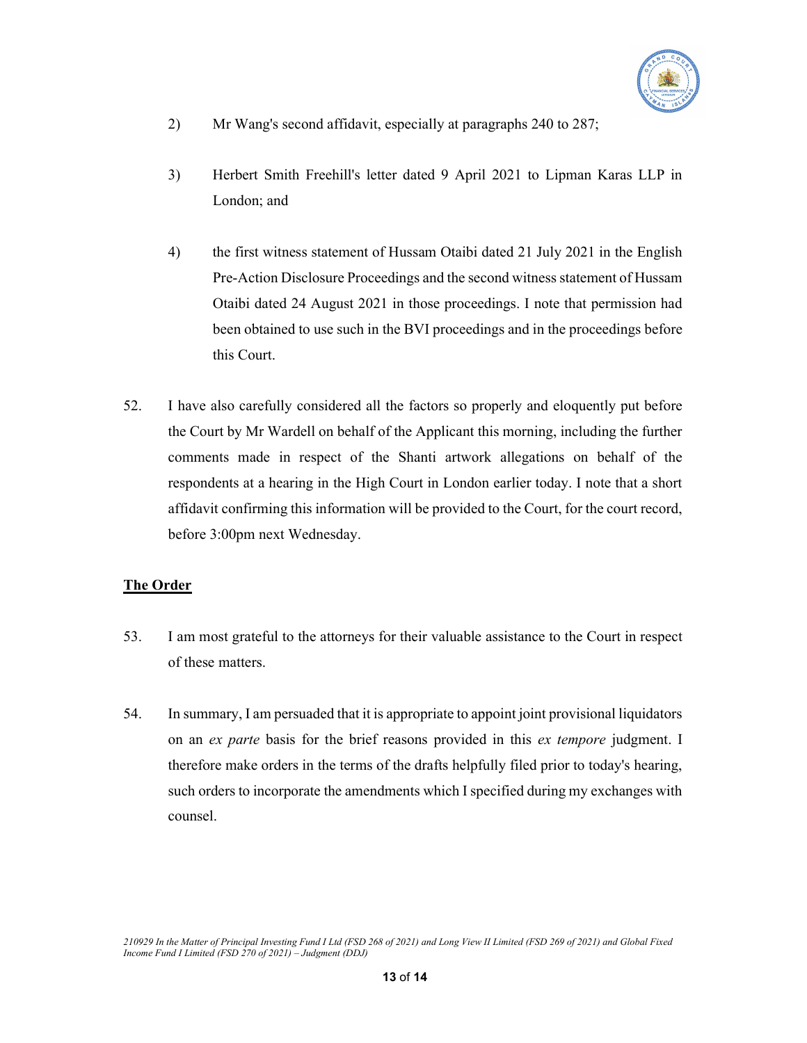2) Mr Wang's second affidavit, especially at paragraphs 240 to 287;

3) Herbert Smith Freehill's letter dated 9 April 2021 to Lipman Karas LLP in London; and

4) the first witness statement of Hussam Otaibi dated 21 July 2021 in the English Pre-Action Disclosure Proceedings and the second witness statement of Hussam Otaibi dated 24 August 2021 in those proceedings. I note that permission had been obtained to use such in the BVI proceedings and in the proceedings before this Court.

52. I have also carefully considered all the factors so properly and eloquently put before the Court by Mr Wardell on behalf of the Applicant this morning, including the further comments made in respect of the Shanti artwork allegations on behalf of the respondents at a hearing in the High Court in London earlier today. I note that a short affidavit confirming this information will be provided to the Court, for the court record, before 3:00pm next Wednesday.

## The Order

53. I am most grateful to the attorneys for their valuable assistance to the Court in respect of these matters.

54. In summary, I am persuaded that it is appropriate to appoint joint provisional liquidators on an *ex parte* basis for the brief reasons provided in this *ex tempore* judgment. I therefore make orders in the terms of the drafts helpfully filed prior to today's hearing, such orders to incorporate the amendments which I specified during my exchanges with counsel.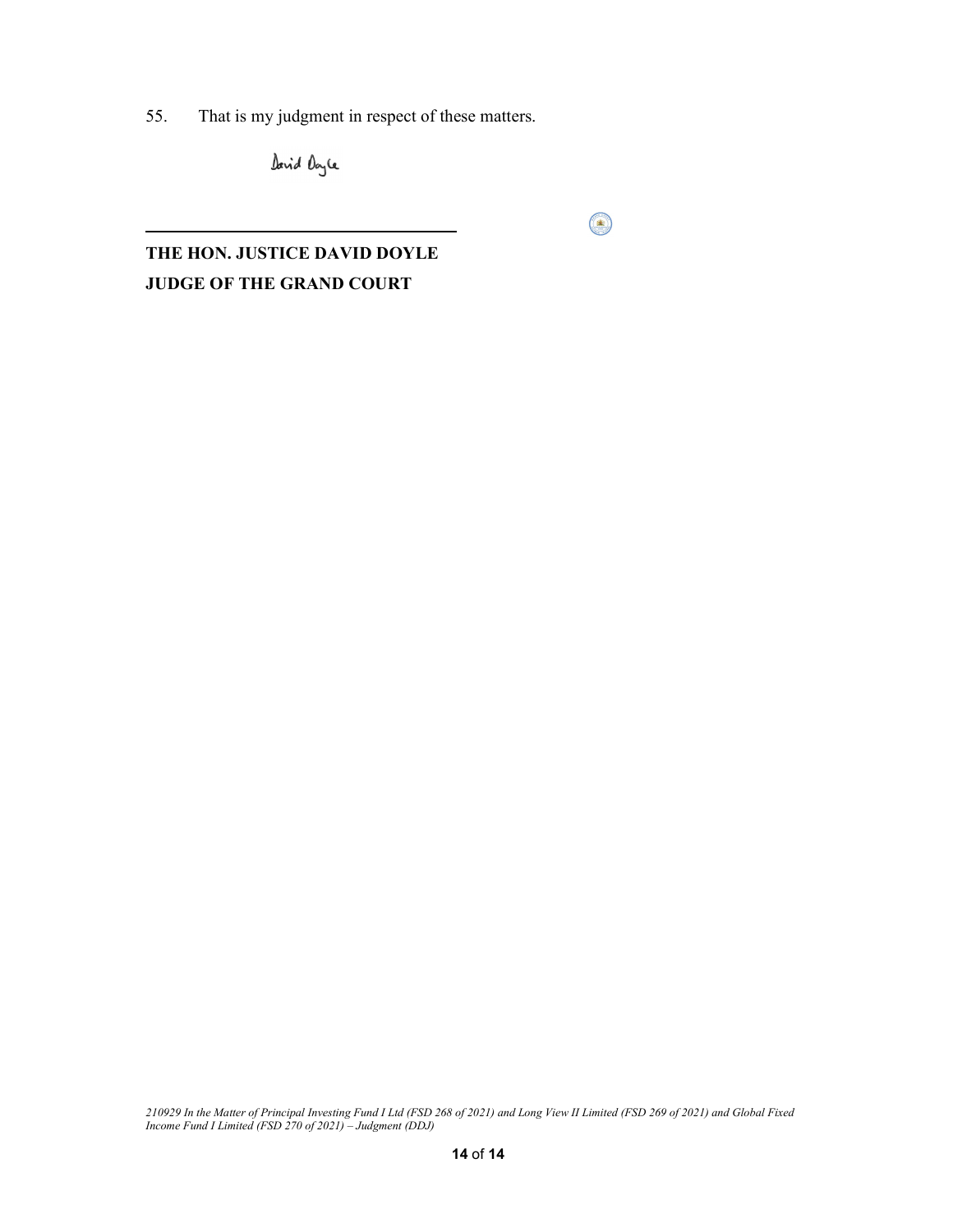55. That is my judgment in respect of these matters.

David Doyle

**THE HON. JUSTICE DAVID DOYLE**
**JUDGE OF THE GRAND COURT**